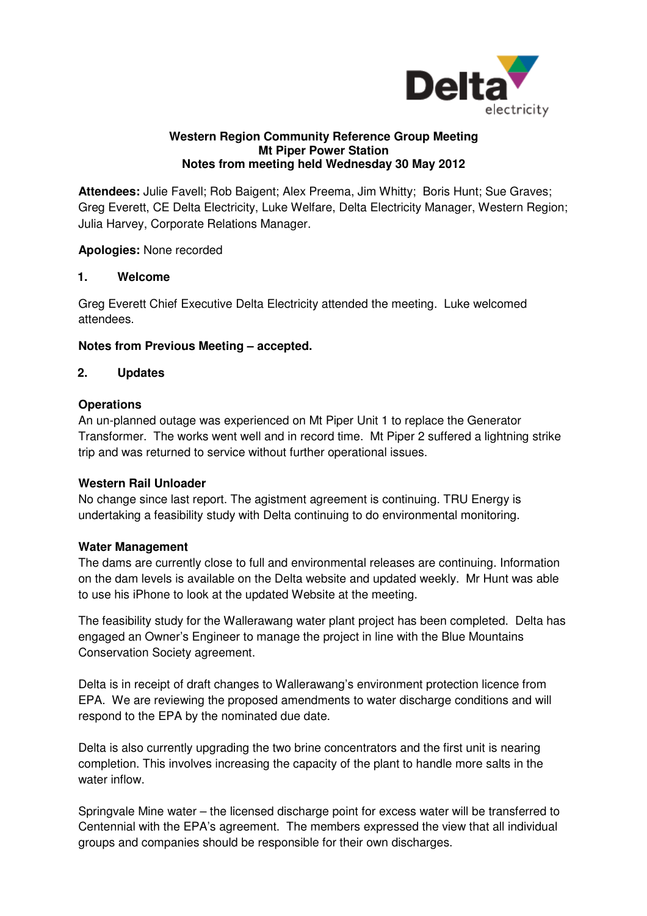**Western Region Community Reference Group Meeting**
**Mt Piper Power Station**
**Notes from meeting held Wednesday 30 May 2012**

**Attendees:** Julie Favell; Rob Baigent; Alex Preema, Jim Whitty; Boris Hunt; Sue Graves; Greg Everett, CE Delta Electricity, Luke Welfare, Delta Electricity Manager, Western Region; Julia Harvey, Corporate Relations Manager.

**Apologies:** None recorded

## 1. Welcome

Greg Everett Chief Executive Delta Electricity attended the meeting. Luke welcomed attendees.

**Notes from Previous Meeting – accepted.**

## 2. Updates

### Operations

An un-planned outage was experienced on Mt Piper Unit 1 to replace the Generator Transformer. The works went well and in record time. Mt Piper 2 suffered a lightning strike trip and was returned to service without further operational issues.

### Western Rail Unloader

No change since last report. The agistment agreement is continuing. TRU Energy is undertaking a feasibility study with Delta continuing to do environmental monitoring.

### Water Management

The dams are currently close to full and environmental releases are continuing. Information on the dam levels is available on the Delta website and updated weekly. Mr Hunt was able to use his iPhone to look at the updated Website at the meeting.

The feasibility study for the Wallerawang water plant project has been completed. Delta has engaged an Owner's Engineer to manage the project in line with the Blue Mountains Conservation Society agreement.

Delta is in receipt of draft changes to Wallerawang's environment protection licence from EPA. We are reviewing the proposed amendments to water discharge conditions and will respond to the EPA by the nominated due date.

Delta is also currently upgrading the two brine concentrators and the first unit is nearing completion. This involves increasing the capacity of the plant to handle more salts in the water inflow.

Springvale Mine water – the licensed discharge point for excess water will be transferred to Centennial with the EPA's agreement. The members expressed the view that all individual groups and companies should be responsible for their own discharges.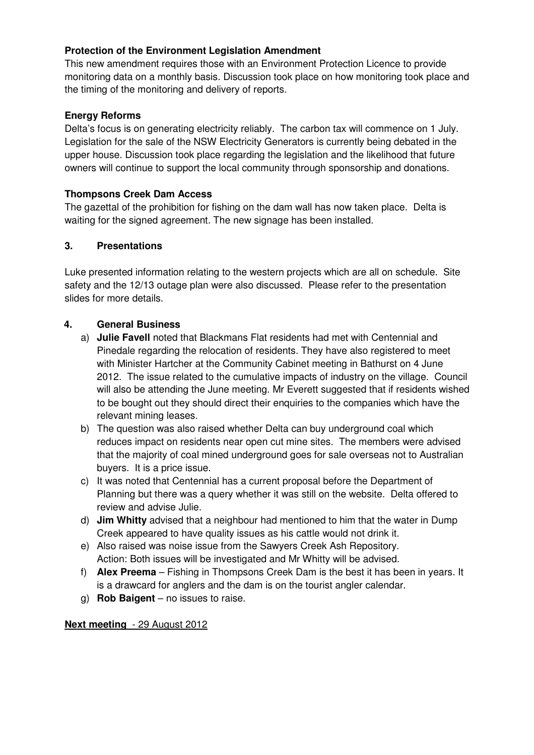**Protection of the Environment Legislation Amendment**

This new amendment requires those with an Environment Protection Licence to provide monitoring data on a monthly basis. Discussion took place on how monitoring took place and the timing of the monitoring and delivery of reports.

**Energy Reforms**

Delta's focus is on generating electricity reliably. The carbon tax will commence on 1 July. Legislation for the sale of the NSW Electricity Generators is currently being debated in the upper house. Discussion took place regarding the legislation and the likelihood that future owners will continue to support the local community through sponsorship and donations.

**Thompsons Creek Dam Access**

The gazettal of the prohibition for fishing on the dam wall has now taken place. Delta is waiting for the signed agreement. The new signage has been installed.

## 3. Presentations

Luke presented information relating to the western projects which are all on schedule. Site safety and the 12/13 outage plan were also discussed. Please refer to the presentation slides for more details.

## 4. General Business

a) **Julie Favell** noted that Blackmans Flat residents had met with Centennial and Pinedale regarding the relocation of residents. They have also registered to meet with Minister Hartcher at the Community Cabinet meeting in Bathurst on 4 June 2012. The issue related to the cumulative impacts of industry on the village. Council will also be attending the June meeting. Mr Everett suggested that if residents wished to be bought out they should direct their enquiries to the companies which have the relevant mining leases.

b) The question was also raised whether Delta can buy underground coal which reduces impact on residents near open cut mine sites. The members were advised that the majority of coal mined underground goes for sale overseas not to Australian buyers. It is a price issue.

c) It was noted that Centennial has a current proposal before the Department of Planning but there was a query whether it was still on the website. Delta offered to review and advise Julie.

d) **Jim Whitty** advised that a neighbour had mentioned to him that the water in Dump Creek appeared to have quality issues as his cattle would not drink it.

e) Also raised was noise issue from the Sawyers Creek Ash Repository.
Action: Both issues will be investigated and Mr Whitty will be advised.

f) **Alex Preema** – Fishing in Thompsons Creek Dam is the best it has been in years. It is a drawcard for anglers and the dam is on the tourist angler calendar.

g) **Rob Baigent** – no issues to raise.

**Next meeting** - 29 August 2012